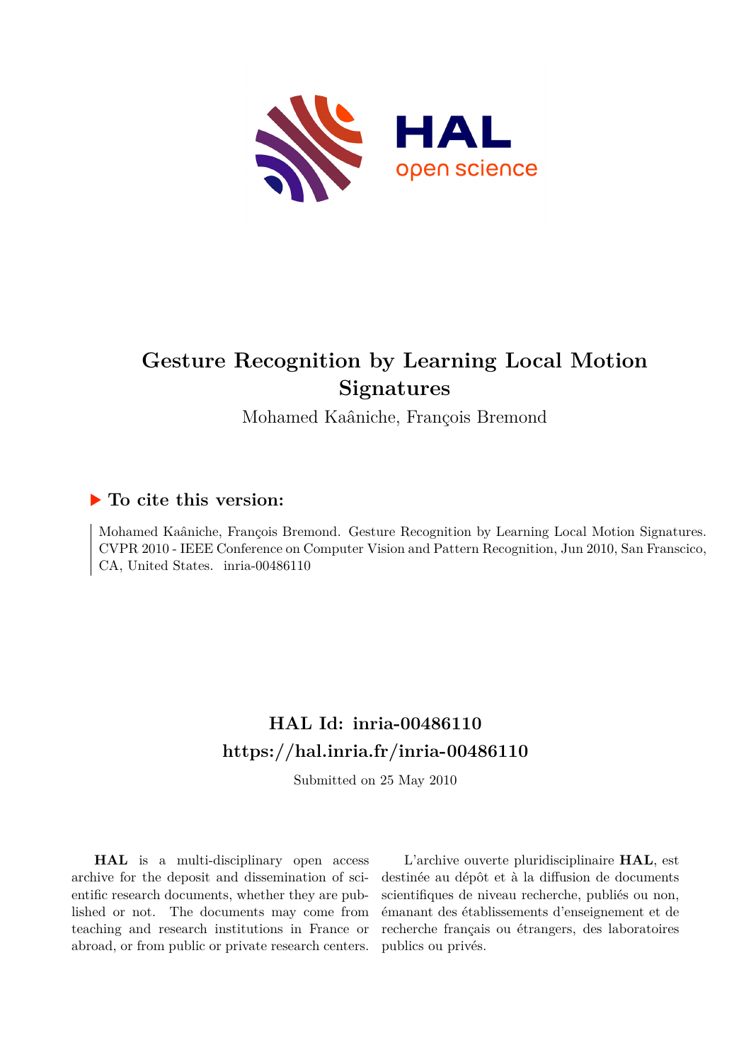# Gesture Recognition by Learning Local Motion Signatures

Mohamed Kaâniche, François Bremond

## ▶ To cite this version:

Mohamed Kaâniche, François Bremond. Gesture Recognition by Learning Local Motion Signatures. CVPR 2010 - IEEE Conference on Computer Vision and Pattern Recognition, Jun 2010, San Franscico, CA, United States. inria-00486110

## HAL Id: inria-00486110
## https://hal.inria.fr/inria-00486110

Submitted on 25 May 2010

**HAL** is a multi-disciplinary open access archive for the deposit and dissemination of scientific research documents, whether they are published or not. The documents may come from teaching and research institutions in France or abroad, or from public or private research centers.

L'archive ouverte pluridisciplinaire **HAL**, est destinée au dépôt et à la diffusion de documents scientifiques de niveau recherche, publiés ou non, émanant des établissements d'enseignement et de recherche français ou étrangers, des laboratoires publics ou privés.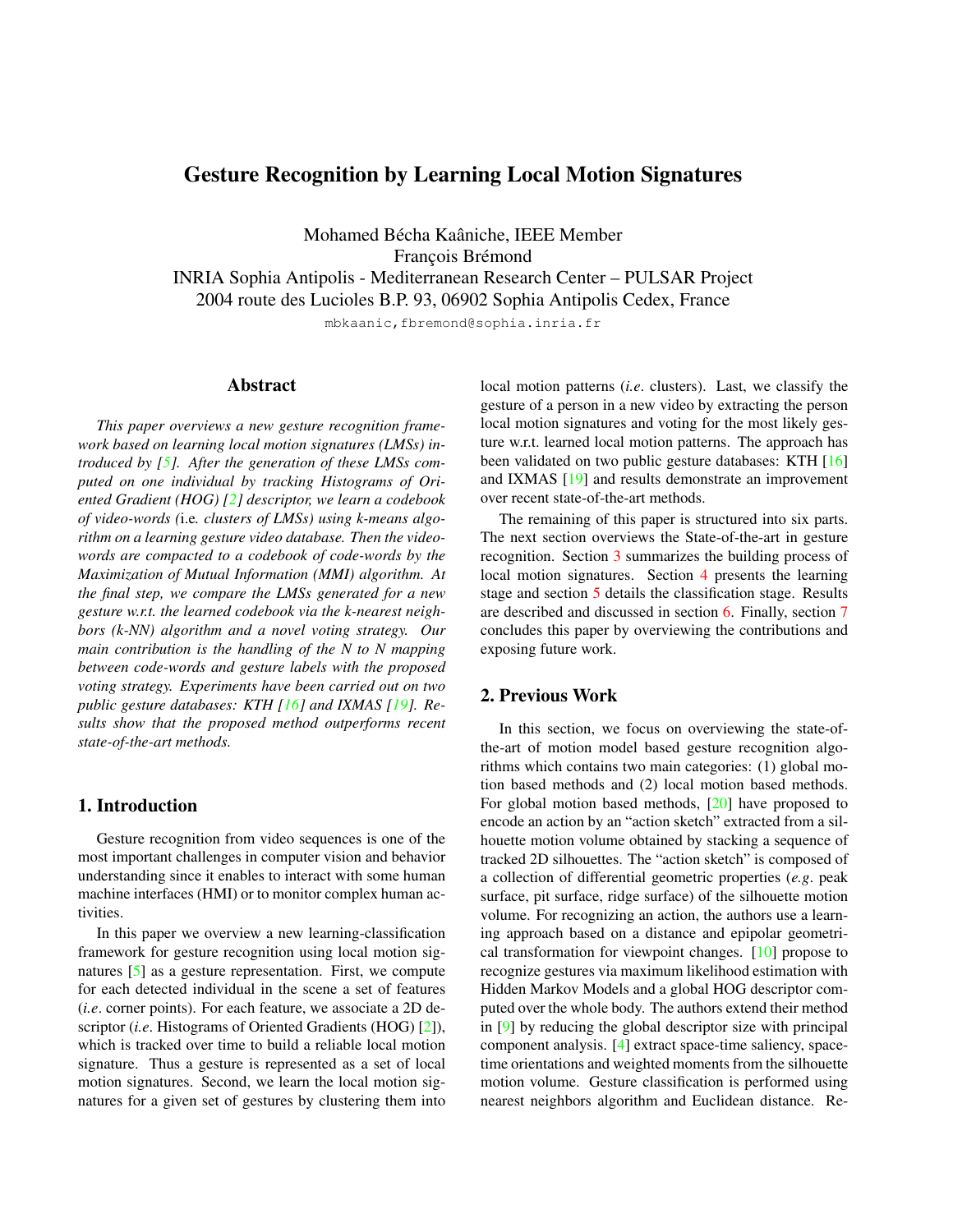# Gesture Recognition by Learning Local Motion Signatures

Mohamed Bécha Kaâniche, IEEE Member
François Brémond
INRIA Sophia Antipolis - Mediterranean Research Center – PULSAR Project
2004 route des Lucioles B.P. 93, 06902 Sophia Antipolis Cedex, France

mbkaanic,fbremond@sophia.inria.fr

## Abstract

*This paper overviews a new gesture recognition framework based on learning local motion signatures (LMSs) introduced by [5]. After the generation of these LMSs computed on one individual by tracking Histograms of Oriented Gradient (HOG) [2] descriptor, we learn a codebook of video-words (i.e. clusters of LMSs) using k-means algorithm on a learning gesture video database. Then the video-words are compacted to a codebook of code-words by the Maximization of Mutual Information (MMI) algorithm. At the final step, we compare the LMSs generated for a new gesture w.r.t. the learned codebook via the k-nearest neighbors (k-NN) algorithm and a novel voting strategy. Our main contribution is the handling of the N to N mapping between code-words and gesture labels with the proposed voting strategy. Experiments have been carried out on two public gesture databases: KTH [16] and IXMAS [19]. Results show that the proposed method outperforms recent state-of-the-art methods.*

## 1. Introduction

Gesture recognition from video sequences is one of the most important challenges in computer vision and behavior understanding since it enables to interact with some human machine interfaces (HMI) or to monitor complex human activities.

In this paper we overview a new learning-classification framework for gesture recognition using local motion signatures [5] as a gesture representation. First, we compute for each detected individual in the scene a set of features (*i.e*. corner points). For each feature, we associate a 2D descriptor (*i.e*. Histograms of Oriented Gradients (HOG) [2]), which is tracked over time to build a reliable local motion signature. Thus a gesture is represented as a set of local motion signatures. Second, we learn the local motion signatures for a given set of gestures by clustering them into local motion patterns (*i.e*. clusters). Last, we classify the gesture of a person in a new video by extracting the person local motion signatures and voting for the most likely gesture w.r.t. learned local motion patterns. The approach has been validated on two public gesture databases: KTH [16] and IXMAS [19] and results demonstrate an improvement over recent state-of-the-art methods.

The remaining of this paper is structured into six parts. The next section overviews the State-of-the-art in gesture recognition. Section 3 summarizes the building process of local motion signatures. Section 4 presents the learning stage and section 5 details the classification stage. Results are described and discussed in section 6. Finally, section 7 concludes this paper by overviewing the contributions and exposing future work.

## 2. Previous Work

In this section, we focus on overviewing the state-of-the-art of motion model based gesture recognition algorithms which contains two main categories: (1) global motion based methods and (2) local motion based methods. For global motion based methods, [20] have proposed to encode an action by an "action sketch" extracted from a silhouette motion volume obtained by stacking a sequence of tracked 2D silhouettes. The "action sketch" is composed of a collection of differential geometric properties (*e.g*. peak surface, pit surface, ridge surface) of the silhouette motion volume. For recognizing an action, the authors use a learning approach based on a distance and epipolar geometrical transformation for viewpoint changes. [10] propose to recognize gestures via maximum likelihood estimation with Hidden Markov Models and a global HOG descriptor computed over the whole body. The authors extend their method in [9] by reducing the global descriptor size with principal component analysis. [4] extract space-time saliency, space-time orientations and weighted moments from the silhouette motion volume. Gesture classification is performed using nearest neighbors algorithm and Euclidean distance. Re-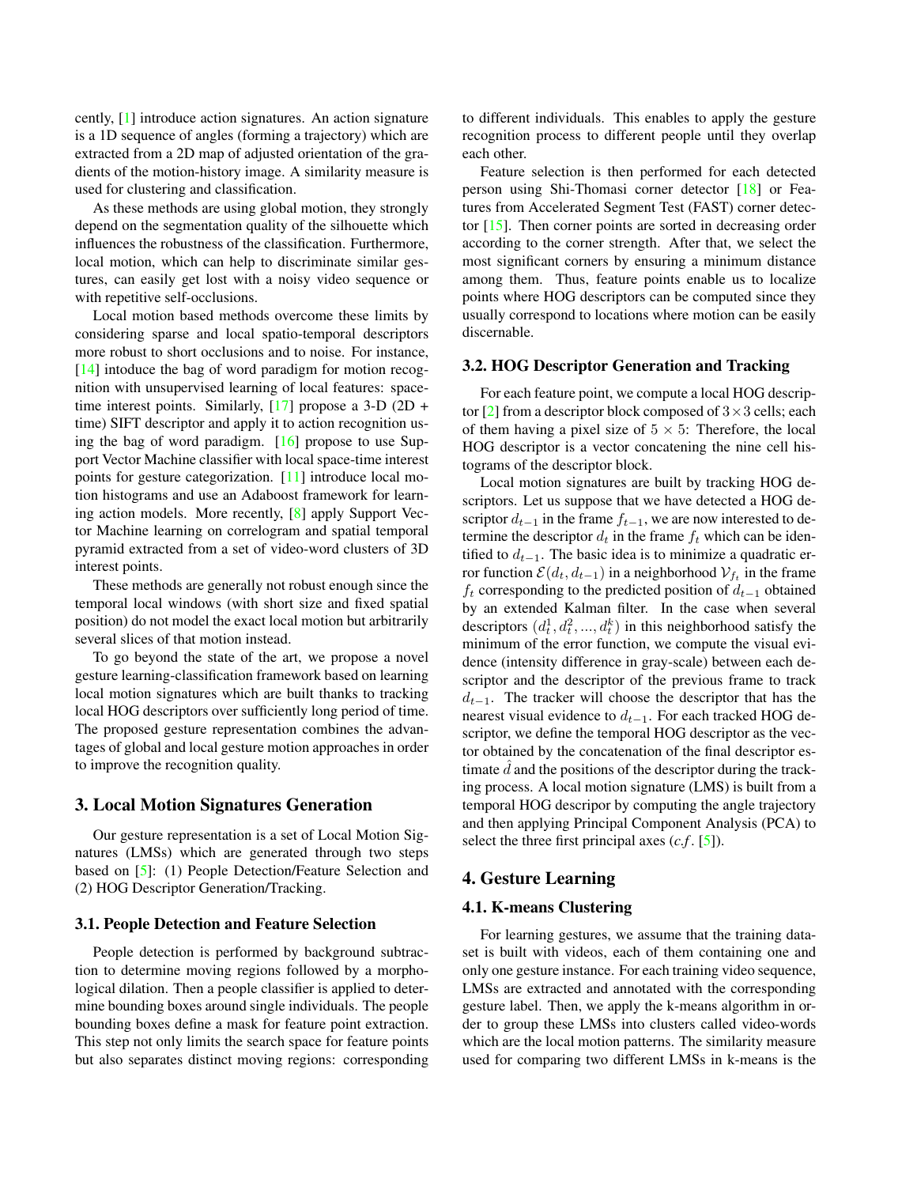cently, [1] introduce action signatures. An action signature is a 1D sequence of angles (forming a trajectory) which are extracted from a 2D map of adjusted orientation of the gradients of the motion-history image. A similarity measure is used for clustering and classification.

As these methods are using global motion, they strongly depend on the segmentation quality of the silhouette which influences the robustness of the classification. Furthermore, local motion, which can help to discriminate similar gestures, can easily get lost with a noisy video sequence or with repetitive self-occlusions.

Local motion based methods overcome these limits by considering sparse and local spatio-temporal descriptors more robust to short occlusions and to noise. For instance, [14] intoduce the bag of word paradigm for motion recognition with unsupervised learning of local features: space-time interest points. Similarly, [17] propose a 3-D (2D + time) SIFT descriptor and apply it to action recognition using the bag of word paradigm. [16] propose to use Support Vector Machine classifier with local space-time interest points for gesture categorization. [11] introduce local motion histograms and use an Adaboost framework for learning action models. More recently, [8] apply Support Vector Machine learning on correlogram and spatial temporal pyramid extracted from a set of video-word clusters of 3D interest points.

These methods are generally not robust enough since the temporal local windows (with short size and fixed spatial position) do not model the exact local motion but arbitrarily several slices of that motion instead.

To go beyond the state of the art, we propose a novel gesture learning-classification framework based on learning local motion signatures which are built thanks to tracking local HOG descriptors over sufficiently long period of time. The proposed gesture representation combines the advantages of global and local gesture motion approaches in order to improve the recognition quality.

## 3. Local Motion Signatures Generation

Our gesture representation is a set of Local Motion Signatures (LMSs) which are generated through two steps based on [5]: (1) People Detection/Feature Selection and (2) HOG Descriptor Generation/Tracking.

### 3.1. People Detection and Feature Selection

People detection is performed by background subtraction to determine moving regions followed by a morphological dilation. Then a people classifier is applied to determine bounding boxes around single individuals. The people bounding boxes define a mask for feature point extraction. This step not only limits the search space for feature points but also separates distinct moving regions: corresponding to different individuals. This enables to apply the gesture recognition process to different people until they overlap each other.

Feature selection is then performed for each detected person using Shi-Thomasi corner detector [18] or Features from Accelerated Segment Test (FAST) corner detector [15]. Then corner points are sorted in decreasing order according to the corner strength. After that, we select the most significant corners by ensuring a minimum distance among them. Thus, feature points enable us to localize points where HOG descriptors can be computed since they usually correspond to locations where motion can be easily discernable.

### 3.2. HOG Descriptor Generation and Tracking

For each feature point, we compute a local HOG descriptor [2] from a descriptor block composed of $3 \times 3$ cells; each of them having a pixel size of $5 \times 5$: Therefore, the local HOG descriptor is a vector concatening the nine cell histograms of the descriptor block.

Local motion signatures are built by tracking HOG descriptors. Let us suppose that we have detected a HOG descriptor $d_{t-1}$ in the frame $f_{t-1}$, we are now interested to determine the descriptor $d_t$ in the frame $f_t$ which can be identified to $d_{t-1}$. The basic idea is to minimize a quadratic error function $\mathcal{E}(d_t, d_{t-1})$ in a neighborhood $\mathcal{V}_{f_t}$ in the frame $f_t$ corresponding to the predicted position of $d_{t-1}$ obtained by an extended Kalman filter. In the case when several descriptors $(d_t^1, d_t^2, ..., d_t^k)$ in this neighborhood satisfy the minimum of the error function, we compute the visual evidence (intensity difference in gray-scale) between each descriptor and the descriptor of the previous frame to track $d_{t-1}$. The tracker will choose the descriptor that has the nearest visual evidence to $d_{t-1}$. For each tracked HOG descriptor, we define the temporal HOG descriptor as the vector obtained by the concatenation of the final descriptor estimate $\hat{d}$ and the positions of the descriptor during the tracking process. A local motion signature (LMS) is built from a temporal HOG descripor by computing the angle trajectory and then applying Principal Component Analysis (PCA) to select the three first principal axes (*c.f.* [5]).

## 4. Gesture Learning

### 4.1. K-means Clustering

For learning gestures, we assume that the training dataset is built with videos, each of them containing one and only one gesture instance. For each training video sequence, LMSs are extracted and annotated with the corresponding gesture label. Then, we apply the k-means algorithm in order to group these LMSs into clusters called video-words which are the local motion patterns. The similarity measure used for comparing two different LMSs in k-means is the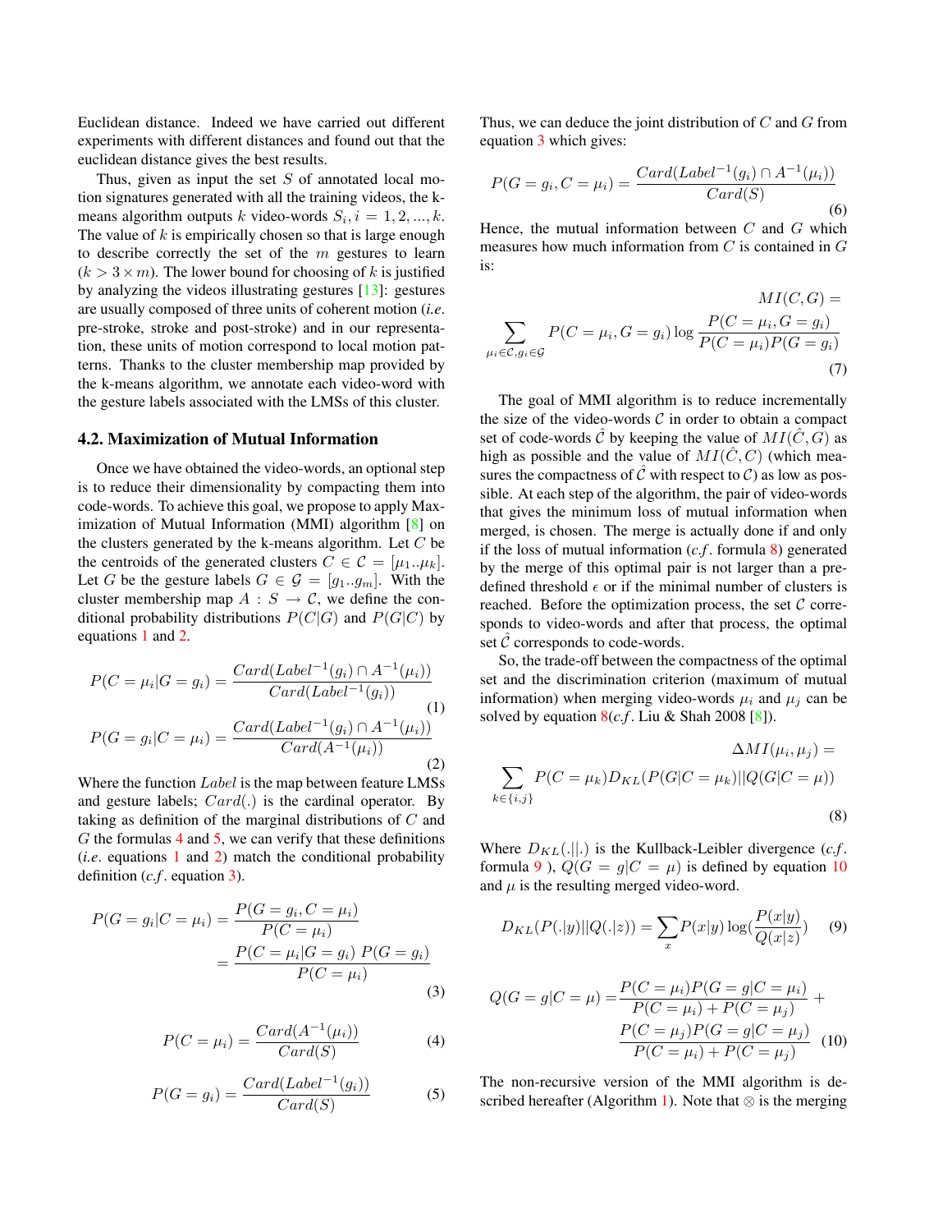Euclidean distance. Indeed we have carried out different experiments with different distances and found out that the euclidean distance gives the best results.

Thus, given as input the set $S$ of annotated local motion signatures generated with all the training videos, the k-means algorithm outputs $k$ video-words $S_i, i = 1, 2, ..., k$. The value of $k$ is empirically chosen so that is large enough to describe correctly the set of the $m$ gestures to learn ($k > 3 \times m$). The lower bound for choosing of $k$ is justified by analyzing the videos illustrating gestures [13]: gestures are usually composed of three units of coherent motion (*i.e.* pre-stroke, stroke and post-stroke) and in our representation, these units of motion correspond to local motion patterns. Thanks to the cluster membership map provided by the k-means algorithm, we annotate each video-word with the gesture labels associated with the LMSs of this cluster.

### 4.2. Maximization of Mutual Information

Once we have obtained the video-words, an optional step is to reduce their dimensionality by compacting them into code-words. To achieve this goal, we propose to apply Maximization of Mutual Information (MMI) algorithm [8] on the clusters generated by the k-means algorithm. Let $C$ be the centroids of the generated clusters $C \in \mathcal{C} = [\mu_1..\mu_k]$. Let $G$ be the gesture labels $G \in \mathcal{G} = [g_1..g_m]$. With the cluster membership map $A : S \to \mathcal{C}$, we define the conditional probability distributions $P(C|G)$ and $P(G|C)$ by equations 1 and 2.

$$P(C = \mu_i | G = g_i) = \frac{Card(Label^{-1}(g_i) \cap A^{-1}(\mu_i))}{Card(Label^{-1}(g_i))} \quad (1)$$

$$P(G = g_i | C = \mu_i) = \frac{Card(Label^{-1}(g_i) \cap A^{-1}(\mu_i))}{Card(A^{-1}(\mu_i))} \quad (2)$$

Where the function $Label$ is the map between feature LMSs and gesture labels; $Card(.)$ is the cardinal operator. By taking as definition of the marginal distributions of $C$ and $G$ the formulas 4 and 5, we can verify that these definitions (*i.e.* equations 1 and 2) match the conditional probability definition (*c.f.* equation 3).

$$\begin{aligned} P(G = g_i | C = \mu_i) &= \frac{P(G = g_i, C = \mu_i)}{P(C = \mu_i)} \\ &= \frac{P(C = \mu_i | G = g_i)\ P(G = g_i)}{P(C = \mu_i)} \end{aligned} \quad (3)$$

$$P(C = \mu_i) = \frac{Card(A^{-1}(\mu_i))}{Card(S)} \quad (4)$$

$$P(G = g_i) = \frac{Card(Label^{-1}(g_i))}{Card(S)} \quad (5)$$

Thus, we can deduce the joint distribution of $C$ and $G$ from equation 3 which gives:

$$P(G = g_i, C = \mu_i) = \frac{Card(Label^{-1}(g_i) \cap A^{-1}(\mu_i))}{Card(S)} \quad (6)$$

Hence, the mutual information between $C$ and $G$ which measures how much information from $C$ is contained in $G$ is:

$$MI(C, G) = \sum_{\mu_i \in \mathcal{C}, g_i \in \mathcal{G}} P(C = \mu_i, G = g_i) \log \frac{P(C = \mu_i, G = g_i)}{P(C = \mu_i) P(G = g_i)} \quad (7)$$

The goal of MMI algorithm is to reduce incrementally the size of the video-words $\mathcal{C}$ in order to obtain a compact set of code-words $\hat{\mathcal{C}}$ by keeping the value of $MI(\hat{\mathcal{C}}, G)$ as high as possible and the value of $MI(\hat{\mathcal{C}}, C)$ (which measures the compactness of $\hat{\mathcal{C}}$ with respect to $\mathcal{C}$) as low as possible. At each step of the algorithm, the pair of video-words that gives the minimum loss of mutual information when merged, is chosen. The merge is actually done if and only if the loss of mutual information (*c.f.* formula 8) generated by the merge of this optimal pair is not larger than a predefined threshold $\epsilon$ or if the minimal number of clusters is reached. Before the optimization process, the set $\mathcal{C}$ corresponds to video-words and after that process, the optimal set $\hat{\mathcal{C}}$ corresponds to code-words.

So, the trade-off between the compactness of the optimal set and the discrimination criterion (maximum of mutual information) when merging video-words $\mu_i$ and $\mu_j$ can be solved by equation 8(*c.f.* Liu & Shah 2008 [8]).

$$\Delta MI(\mu_i, \mu_j) = \sum_{k \in \{i,j\}} P(C = \mu_k) D_{KL}(P(G|C = \mu_k) || Q(G|C = \mu)) \quad (8)$$

Where $D_{KL}(.||.)$ is the Kullback-Leibler divergence (*c.f.* formula 9 ), $Q(G = g|C = \mu)$ is defined by equation 10 and $\mu$ is the resulting merged video-word.

$$D_{KL}(P(.|y)||Q(.|z)) = \sum_x P(x|y) \log(\frac{P(x|y)}{Q(x|z)}) \quad (9)$$

$$\begin{aligned} Q(G = g|C = \mu) =& \frac{P(C = \mu_i) P(G = g|C = \mu_i)}{P(C = \mu_i) + P(C = \mu_j)} + \\ & \frac{P(C = \mu_j) P(G = g|C = \mu_j)}{P(C = \mu_i) + P(C = \mu_j)} \end{aligned} \quad (10)$$

The non-recursive version of the MMI algorithm is described hereafter (Algorithm 1). Note that $\otimes$ is the merging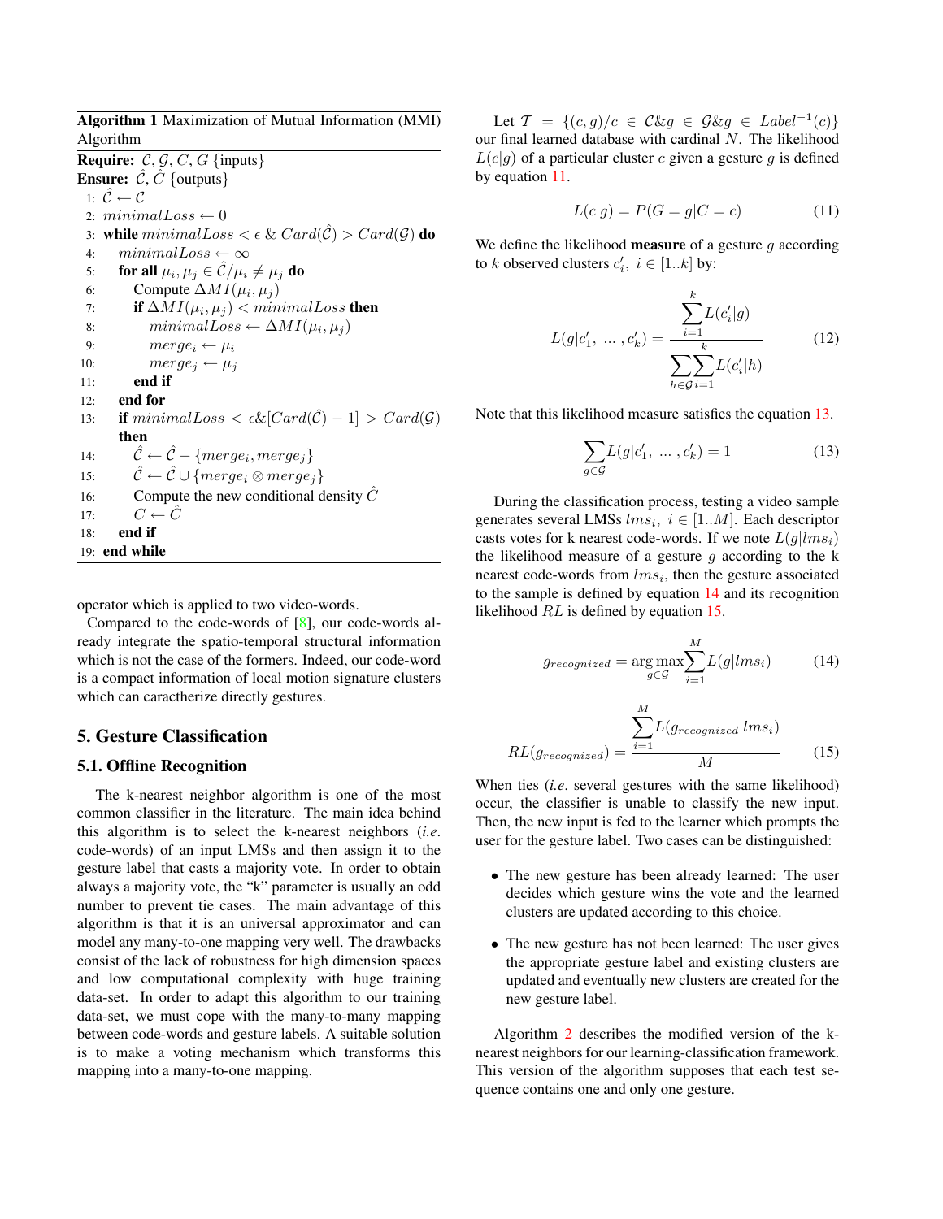**Algorithm 1** Maximization of Mutual Information (MMI) Algorithm

```
Require: 𝒞, 𝒢, C, G {inputs}
Ensure: Ĉ, Ĉ {outputs}
 1: Ĉ ← 𝒞
 2: minimalLoss ← 0
 3: while minimalLoss < ε & Card(Ĉ) > Card(𝒢) do
 4:   minimalLoss ← ∞
 5:   for all μ_i, μ_j ∈ Ĉ/μ_i ≠ μ_j do
 6:     Compute ΔMI(μ_i, μ_j)
 7:     if ΔMI(μ_i, μ_j) < minimalLoss then
 8:       minimalLoss ← ΔMI(μ_i, μ_j)
 9:       merge_i ← μ_i
10:       merge_j ← μ_j
11:     end if
12:   end for
13:   if minimalLoss < ε&[Card(Ĉ) − 1] > Card(𝒢) then
14:     Ĉ ← Ĉ − {merge_i, merge_j}
15:     Ĉ ← Ĉ ∪ {merge_i ⊗ merge_j}
16:     Compute the new conditional density Ĉ
17:     C ← Ĉ
18:   end if
19: end while
```

operator which is applied to two video-words.

Compared to the code-words of [8], our code-words already integrate the spatio-temporal structural information which is not the case of the formers. Indeed, our code-word is a compact information of local motion signature clusters which can caractherize directly gestures.

## 5. Gesture Classification

### 5.1. Offline Recognition

The k-nearest neighbor algorithm is one of the most common classifier in the literature. The main idea behind this algorithm is to select the k-nearest neighbors (*i.e.* code-words) of an input LMSs and then assign it to the gesture label that casts a majority vote. In order to obtain always a majority vote, the "k" parameter is usually an odd number to prevent tie cases. The main advantage of this algorithm is that it is an universal approximator and can model any many-to-one mapping very well. The drawbacks consist of the lack of robustness for high dimension spaces and low computational complexity with huge training data-set. In order to adapt this algorithm to our training data-set, we must cope with the many-to-many mapping between code-words and gesture labels. A suitable solution is to make a voting mechanism which transforms this mapping into a many-to-one mapping.

Let $\mathcal{T} = \{(c,g)/c \in \mathcal{C} \& g \in \mathcal{G} \& g \in Label^{-1}(c)\}$ our final learned database with cardinal $N$. The likelihood $L(c|g)$ of a particular cluster $c$ given a gesture $g$ is defined by equation 11.

$$L(c|g) = P(G = g|C = c) \tag{11}$$

We define the likelihood **measure** of a gesture $g$ according to $k$ observed clusters $c'_i,\ i \in [1..k]$ by:

$$L(g|c'_1,\ \ldots, c'_k) = \frac{\sum_{i=1}^{k} L(c'_i|g)}{\sum_{h \in \mathcal{G}} \sum_{i=1}^{k} L(c'_i|h)} \tag{12}$$

Note that this likelihood measure satisfies the equation 13.

$$\sum_{g \in \mathcal{G}} L(g|c'_1,\ \ldots, c'_k) = 1 \tag{13}$$

During the classification process, testing a video sample generates several LMSs $lms_i,\ i \in [1..M]$. Each descriptor casts votes for k nearest code-words. If we note $L(g|lms_i)$ the likelihood measure of a gesture $g$ according to the k nearest code-words from $lms_i$, then the gesture associated to the sample is defined by equation 14 and its recognition likelihood $RL$ is defined by equation 15.

$$g_{recognized} = \arg\max_{g \in \mathcal{G}} \sum_{i=1}^{M} L(g|lms_i) \tag{14}$$

$$RL(g_{recognized}) = \frac{\sum_{i=1}^{M} L(g_{recognized}|lms_i)}{M} \tag{15}$$

When ties (*i.e.* several gestures with the same likelihood) occur, the classifier is unable to classify the new input. Then, the new input is fed to the learner which prompts the user for the gesture label. Two cases can be distinguished:

- The new gesture has been already learned: The user decides which gesture wins the vote and the learned clusters are updated according to this choice.
- The new gesture has not been learned: The user gives the appropriate gesture label and existing clusters are updated and eventually new clusters are created for the new gesture label.

Algorithm 2 describes the modified version of the k-nearest neighbors for our learning-classification framework. This version of the algorithm supposes that each test sequence contains one and only one gesture.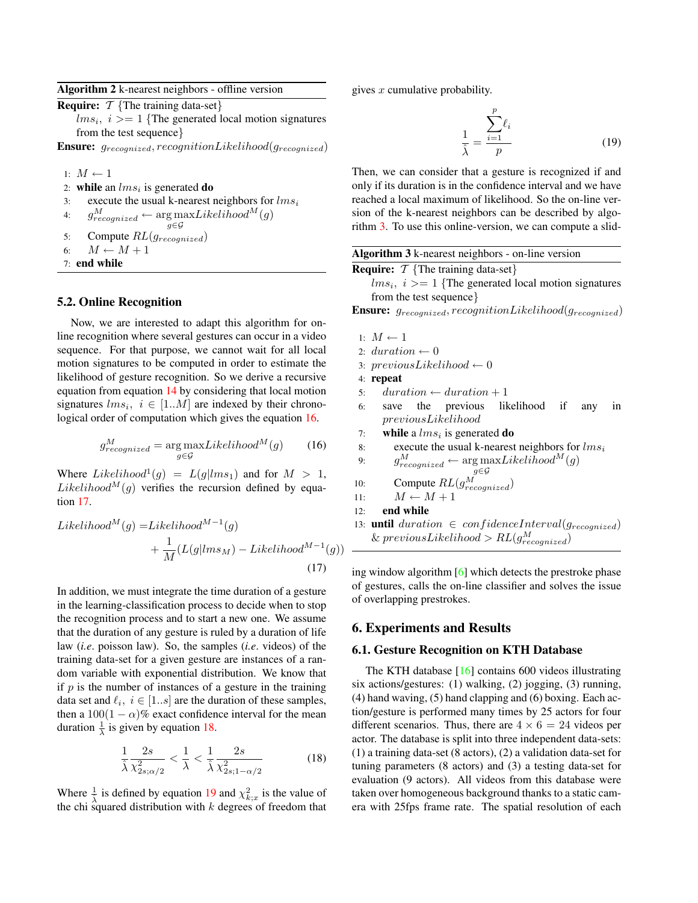**Algorithm 2** k-nearest neighbors - offline version

**Require:** $\mathcal{T}$ {The training data-set}
$lms_i,\ i >= 1$ {The generated local motion signatures from the test sequence}
**Ensure:** $g_{recognized}, recognitionLikelihood(g_{recognized})$

1: $M \leftarrow 1$
2: **while** an $lms_i$ is generated **do**
3: execute the usual k-nearest neighbors for $lms_i$
4: $g^M_{recognized} \leftarrow \arg\max_{g \in \mathcal{G}} Likelihood^M(g)$
5: Compute $RL(g_{recognized})$
6: $M \leftarrow M + 1$
7: **end while**

## 5.2. Online Recognition

Now, we are interested to adapt this algorithm for on-line recognition where several gestures can occur in a video sequence. For that purpose, we cannot wait for all local motion signatures to be computed in order to estimate the likelihood of gesture recognition. So we derive a recursive equation from equation 14 by considering that local motion signatures $lms_i,\ i \in [1..M]$ are indexed by their chronological order of computation which gives the equation 16.

$$g^M_{recognized} = \arg\max_{g \in \mathcal{G}} Likelihood^M(g) \tag{16}$$

Where $Likelihood^1(g) = L(g|lms_1)$ and for $M > 1$, $Likelihood^M(g)$ verifies the recursion defined by equation 17.

$$Likelihood^M(g) = Likelihood^{M-1}(g) + \frac{1}{M}(L(g|lms_M) - Likelihood^{M-1}(g)) \tag{17}$$

In addition, we must integrate the time duration of a gesture in the learning-classification process to decide when to stop the recognition process and to start a new one. We assume that the duration of any gesture is ruled by a duration of life law (*i.e.* poisson law). So, the samples (*i.e.* videos) of the training data-set for a given gesture are instances of a random variable with exponential distribution. We know that if $p$ is the number of instances of a gesture in the training data set and $\ell_i,\ i \in [1..s]$ are the duration of these samples, then a $100(1-\alpha)\%$ exact confidence interval for the mean duration $\frac{1}{\lambda}$ is given by equation 18.

$$\frac{1}{\hat{\lambda}} \frac{2s}{\chi^2_{2s;\alpha/2}} < \frac{1}{\lambda} < \frac{1}{\hat{\lambda}} \frac{2s}{\chi^2_{2s;1-\alpha/2}} \tag{18}$$

Where $\frac{1}{\hat{\lambda}}$ is defined by equation 19 and $\chi^2_{k;x}$ is the value of the chi squared distribution with $k$ degrees of freedom that gives $x$ cumulative probability.

$$\frac{1}{\hat{\lambda}} = \frac{\sum_{i=1}^{p} \ell_i}{p} \tag{19}$$

Then, we can consider that a gesture is recognized if and only if its duration is in the confidence interval and we have reached a local maximum of likelihood. So the on-line version of the k-nearest neighbors can be described by algorithm 3. To use this online-version, we can compute a sliding window algorithm [6] which detects the prestroke phase of gestures, calls the on-line classifier and solves the issue of overlapping prestrokes.

**Algorithm 3** k-nearest neighbors - on-line version

**Require:** $\mathcal{T}$ {The training data-set}
$lms_i,\ i >= 1$ {The generated local motion signatures from the test sequence}
**Ensure:** $g_{recognized}, recognitionLikelihood(g_{recognized})$

1: $M \leftarrow 1$
2: $duration \leftarrow 0$
3: $previousLikelihood \leftarrow 0$
4: **repeat**
5: $duration \leftarrow duration + 1$
6: save the previous likelihood if any in $previousLikelihood$
7: **while** a $lms_i$ is generated **do**
8: execute the usual k-nearest neighbors for $lms_i$
9: $g^M_{recognized} \leftarrow \arg\max_{g \in \mathcal{G}} Likelihood^M(g)$
10: Compute $RL(g^M_{recognized})$
11: $M \leftarrow M + 1$
12: **end while**
13: **until** $duration \in confidenceInterval(g_{recognized})$ & $previousLikelihood > RL(g^M_{recognized})$

# 6. Experiments and Results

## 6.1. Gesture Recognition on KTH Database

The KTH database [16] contains 600 videos illustrating six actions/gestures: (1) walking, (2) jogging, (3) running, (4) hand waving, (5) hand clapping and (6) boxing. Each action/gesture is performed many times by 25 actors for four different scenarios. Thus, there are $4 \times 6 = 24$ videos per actor. The database is split into three independent data-sets: (1) a training data-set (8 actors), (2) a validation data-set for tuning parameters (8 actors) and (3) a testing data-set for evaluation (9 actors). All videos from this database were taken over homogeneous background thanks to a static camera with 25fps frame rate. The spatial resolution of each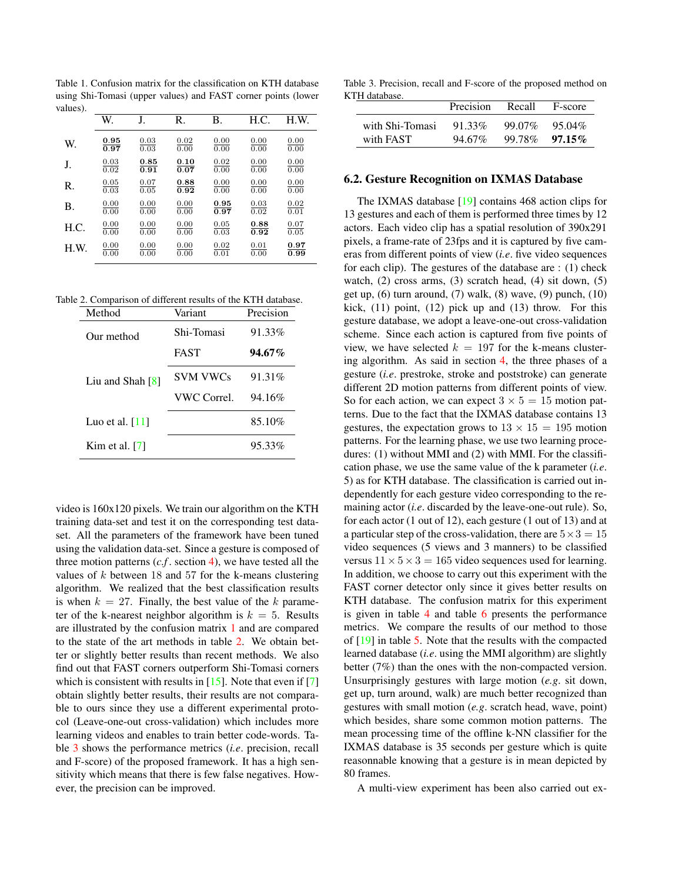Table 1. Confusion matrix for the classification on KTH database using Shi-Tomasi (upper values) and FAST corner points (lower values).

|  | W. | J. | R. | B. | H.C. | H.W. |
|---|---|---|---|---|---|---|
| W. | $\frac{\mathbf{0.95}}{\mathbf{0.97}}$ | $\frac{0.03}{0.03}$ | $\frac{0.02}{0.00}$ | $\frac{0.00}{0.00}$ | $\frac{0.00}{0.00}$ | $\frac{0.00}{0.00}$ |
| J. | $\frac{0.03}{0.02}$ | $\frac{\mathbf{0.85}}{\mathbf{0.91}}$ | $\frac{\mathbf{0.10}}{\mathbf{0.07}}$ | $\frac{0.02}{0.00}$ | $\frac{0.00}{0.00}$ | $\frac{0.00}{0.00}$ |
| R. | $\frac{0.05}{0.03}$ | $\frac{0.07}{0.05}$ | $\frac{\mathbf{0.88}}{\mathbf{0.92}}$ | $\frac{0.00}{0.00}$ | $\frac{0.00}{0.00}$ | $\frac{0.00}{0.00}$ |
| B. | $\frac{0.00}{0.00}$ | $\frac{0.00}{0.00}$ | $\frac{0.00}{0.00}$ | $\frac{\mathbf{0.95}}{\mathbf{0.97}}$ | $\frac{0.03}{0.02}$ | $\frac{0.02}{0.01}$ |
| H.C. | $\frac{0.00}{0.00}$ | $\frac{0.00}{0.00}$ | $\frac{0.00}{0.00}$ | $\frac{0.05}{0.03}$ | $\frac{\mathbf{0.88}}{\mathbf{0.92}}$ | $\frac{0.07}{0.05}$ |
| H.W. | $\frac{0.00}{0.00}$ | $\frac{0.00}{0.00}$ | $\frac{0.00}{0.00}$ | $\frac{0.02}{0.01}$ | $\frac{0.01}{0.00}$ | $\frac{\mathbf{0.97}}{\mathbf{0.99}}$ |

Table 2. Comparison of different results of the KTH database.

| Method | Variant | Precision |
|---|---|---|
| Our method | Shi-Tomasi | 91.33% |
|  | FAST | **94.67%** |
| Liu and Shah [8] | SVM VWCs | 91.31% |
|  | VWC Correl. | 94.16% |
| Luo et al. [11] |  | 85.10% |
| Kim et al. [7] |  | 95.33% |

video is 160x120 pixels. We train our algorithm on the KTH training data-set and test it on the corresponding test data-set. All the parameters of the framework have been tuned using the validation data-set. Since a gesture is composed of three motion patterns (*c.f.* section 4), we have tested all the values of $k$ between 18 and 57 for the k-means clustering algorithm. We realized that the best classification results is when $k = 27$. Finally, the best value of the $k$ parameter of the k-nearest neighbor algorithm is $k = 5$. Results are illustrated by the confusion matrix 1 and are compared to the state of the art methods in table 2. We obtain better or slightly better results than recent methods. We also find out that FAST corners outperform Shi-Tomasi corners which is consistent with results in [15]. Note that even if [7] obtain slightly better results, their results are not comparable to ours since they use a different experimental protocol (Leave-one-out cross-validation) which includes more learning videos and enables to train better code-words. Table 3 shows the performance metrics (*i.e.* precision, recall and F-score) of the proposed framework. It has a high sensitivity which means that there is few false negatives. However, the precision can be improved.

Table 3. Precision, recall and F-score of the proposed method on KTH database.

|  | Precision | Recall | F-score |
|---|---|---|---|
| with Shi-Tomasi | 91.33% | 99.07% | 95.04% |
| with FAST | 94.67% | 99.78% | **97.15%** |

### 6.2. Gesture Recognition on IXMAS Database

The IXMAS database [19] contains 468 action clips for 13 gestures and each of them is performed three times by 12 actors. Each video clip has a spatial resolution of 390x291 pixels, a frame-rate of 23fps and it is captured by five cameras from different points of view (*i.e.* five video sequences for each clip). The gestures of the database are : (1) check watch, (2) cross arms, (3) scratch head, (4) sit down, (5) get up, (6) turn around, (7) walk, (8) wave, (9) punch, (10) kick, (11) point, (12) pick up and (13) throw. For this gesture database, we adopt a leave-one-out cross-validation scheme. Since each action is captured from five points of view, we have selected $k = 197$ for the k-means clustering algorithm. As said in section 4, the three phases of a gesture (*i.e.* prestroke, stroke and poststroke) can generate different 2D motion patterns from different points of view. So for each action, we can expect $3 \times 5 = 15$ motion patterns. Due to the fact that the IXMAS database contains 13 gestures, the expectation grows to $13 \times 15 = 195$ motion patterns. For the learning phase, we use two learning procedures: (1) without MMI and (2) with MMI. For the classification phase, we use the same value of the k parameter (*i.e.* 5) as for KTH database. The classification is carried out independently for each gesture video corresponding to the remaining actor (*i.e.* discarded by the leave-one-out rule). So, for each actor (1 out of 12), each gesture (1 out of 13) and at a particular step of the cross-validation, there are $5 \times 3 = 15$ video sequences (5 views and 3 manners) to be classified versus $11 \times 5 \times 3 = 165$ video sequences used for learning. In addition, we choose to carry out this experiment with the FAST corner detector only since it gives better results on KTH database. The confusion matrix for this experiment is given in table 4 and table 6 presents the performance metrics. We compare the results of our method to those of [19] in table 5. Note that the results with the compacted learned database (*i.e.* using the MMI algorithm) are slightly better (7%) than the ones with the non-compacted version. Unsurprisingly gestures with large motion (*e.g.* sit down, get up, turn around, walk) are much better recognized than gestures with small motion (*e.g.* scratch head, wave, point) which besides, share some common motion patterns. The mean processing time of the offline k-NN classifier for the IXMAS database is 35 seconds per gesture which is quite reasonnable knowing that a gesture is in mean depicted by 80 frames.

A multi-view experiment has been also carried out ex-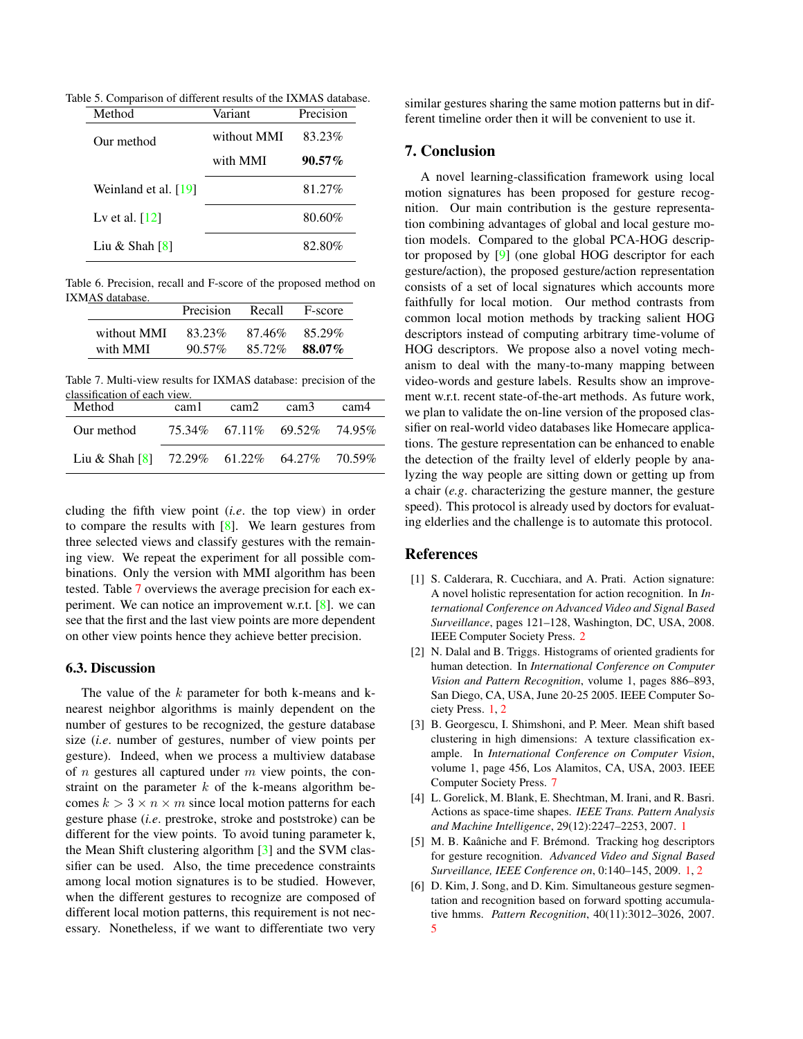Table 5. Comparison of different results of the IXMAS database.

| Method | Variant | Precision |
|---|---|---|
| Our method | without MMI | 83.23% |
| | with MMI | **90.57%** |
| Weinland et al. [19] | | 81.27% |
| Lv et al. [12] | | 80.60% |
| Liu & Shah [8] | | 82.80% |

Table 6. Precision, recall and F-score of the proposed method on IXMAS database.

| | Precision | Recall | F-score |
|---|---|---|---|
| without MMI | 83.23% | 87.46% | 85.29% |
| with MMI | 90.57% | 85.72% | **88.07%** |

Table 7. Multi-view results for IXMAS database: precision of the classification of each view.

| Method | cam1 | cam2 | cam3 | cam4 |
|---|---|---|---|---|
| Our method | 75.34% | 67.11% | 69.52% | 74.95% |
| Liu & Shah [8] | 72.29% | 61.22% | 64.27% | 70.59% |

cluding the fifth view point (*i.e.* the top view) in order to compare the results with [8]. We learn gestures from three selected views and classify gestures with the remaining view. We repeat the experiment for all possible combinations. Only the version with MMI algorithm has been tested. Table 7 overviews the average precision for each experiment. We can notice an improvement w.r.t. [8]. we can see that the first and the last view points are more dependent on other view points hence they achieve better precision.

### 6.3. Discussion

The value of the $k$ parameter for both k-means and k-nearest neighbor algorithms is mainly dependent on the number of gestures to be recognized, the gesture database size (*i.e.* number of gestures, number of view points per gesture). Indeed, when we process a multiview database of $n$ gestures all captured under $m$ view points, the constraint on the parameter $k$ of the k-means algorithm becomes $k > 3 \times n \times m$ since local motion patterns for each gesture phase (*i.e.* prestroke, stroke and poststroke) can be different for the view points. To avoid tuning parameter k, the Mean Shift clustering algorithm [3] and the SVM classifier can be used. Also, the time precedence constraints among local motion signatures is to be studied. However, when the different gestures to recognize are composed of different local motion patterns, this requirement is not necessary. Nonetheless, if we want to differentiate two very similar gestures sharing the same motion patterns but in different timeline order then it will be convenient to use it.

## 7. Conclusion

A novel learning-classification framework using local motion signatures has been proposed for gesture recognition. Our main contribution is the gesture representation combining advantages of global and local gesture motion models. Compared to the global PCA-HOG descriptor proposed by [9] (one global HOG descriptor for each gesture/action), the proposed gesture/action representation consists of a set of local signatures which accounts more faithfully for local motion. Our method contrasts from common local motion methods by tracking salient HOG descriptors instead of computing arbitrary time-volume of HOG descriptors. We propose also a novel voting mechanism to deal with the many-to-many mapping between video-words and gesture labels. Results show an improvement w.r.t. recent state-of-the-art methods. As future work, we plan to validate the on-line version of the proposed classifier on real-world video databases like Homecare applications. The gesture representation can be enhanced to enable the detection of the frailty level of elderly people by analyzing the way people are sitting down or getting up from a chair (*e.g.* characterizing the gesture manner, the gesture speed). This protocol is already used by doctors for evaluating elderlies and the challenge is to automate this protocol.

## References

[1] S. Calderara, R. Cucchiara, and A. Prati. Action signature: A novel holistic representation for action recognition. In *International Conference on Advanced Video and Signal Based Surveillance*, pages 121–128, Washington, DC, USA, 2008. IEEE Computer Society Press. 2

[2] N. Dalal and B. Triggs. Histograms of oriented gradients for human detection. In *International Conference on Computer Vision and Pattern Recognition*, volume 1, pages 886–893, San Diego, CA, USA, June 20-25 2005. IEEE Computer Society Press. 1, 2

[3] B. Georgescu, I. Shimshoni, and P. Meer. Mean shift based clustering in high dimensions: A texture classification example. In *International Conference on Computer Vision*, volume 1, page 456, Los Alamitos, CA, USA, 2003. IEEE Computer Society Press. 7

[4] L. Gorelick, M. Blank, E. Shechtman, M. Irani, and R. Basri. Actions as space-time shapes. *IEEE Trans. Pattern Analysis and Machine Intelligence*, 29(12):2247–2253, 2007. 1

[5] M. B. Kaâniche and F. Brémond. Tracking hog descriptors for gesture recognition. *Advanced Video and Signal Based Surveillance, IEEE Conference on*, 0:140–145, 2009. 1, 2

[6] D. Kim, J. Song, and D. Kim. Simultaneous gesture segmentation and recognition based on forward spotting accumulative hmms. *Pattern Recognition*, 40(11):3012–3026, 2007. 5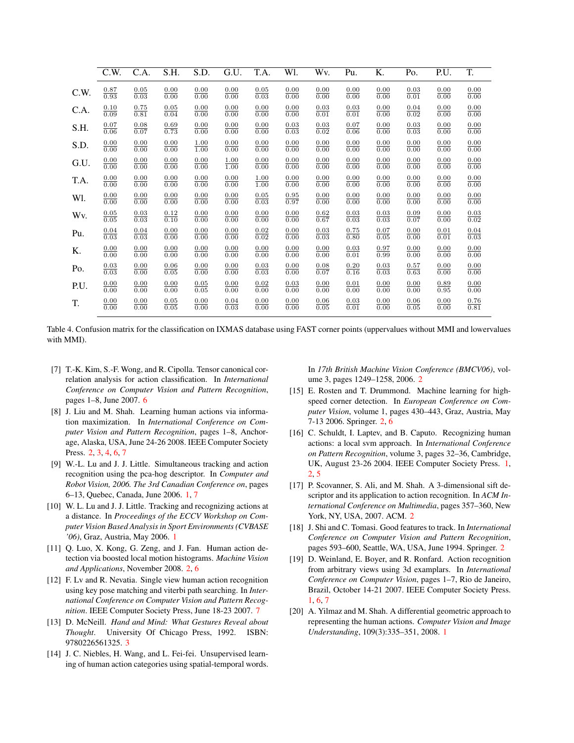| | C.W. | C.A. | S.H. | S.D. | G.U. | T.A. | Wl. | Wv. | Pu. | K. | Po. | P.U. | T. |
|---|---|---|---|---|---|---|---|---|---|---|---|---|---|
| C.W. | 0.87 / 0.93 | 0.05 / 0.03 | 0.00 / 0.00 | 0.00 / 0.00 | 0.00 / 0.00 | 0.05 / 0.03 | 0.00 / 0.00 | 0.00 / 0.00 | 0.00 / 0.00 | 0.00 / 0.00 | 0.03 / 0.01 | 0.00 / 0.00 | 0.00 / 0.00 |
| C.A. | 0.10 / 0.09 | 0.75 / 0.81 | 0.05 / 0.04 | 0.00 / 0.00 | 0.00 / 0.00 | 0.00 / 0.00 | 0.00 / 0.00 | 0.03 / 0.01 | 0.03 / 0.01 | 0.00 / 0.00 | 0.04 / 0.02 | 0.00 / 0.00 | 0.00 / 0.00 |
| S.H. | 0.07 / 0.06 | 0.08 / 0.07 | 0.69 / 0.73 | 0.00 / 0.00 | 0.00 / 0.00 | 0.00 / 0.00 | 0.03 / 0.03 | 0.03 / 0.02 | 0.07 / 0.06 | 0.00 / 0.00 | 0.03 / 0.03 | 0.00 / 0.00 | 0.00 / 0.00 |
| S.D. | 0.00 / 0.00 | 0.00 / 0.00 | 0.00 / 0.00 | 1.00 / 1.00 | 0.00 / 0.00 | 0.00 / 0.00 | 0.00 / 0.00 | 0.00 / 0.00 | 0.00 / 0.00 | 0.00 / 0.00 | 0.00 / 0.00 | 0.00 / 0.00 | 0.00 / 0.00 |
| G.U. | 0.00 / 0.00 | 0.00 / 0.00 | 0.00 / 0.00 | 0.00 / 0.00 | 1.00 / 1.00 | 0.00 / 0.00 | 0.00 / 0.00 | 0.00 / 0.00 | 0.00 / 0.00 | 0.00 / 0.00 | 0.00 / 0.00 | 0.00 / 0.00 | 0.00 / 0.00 |
| T.A. | 0.00 / 0.00 | 0.00 / 0.00 | 0.00 / 0.00 | 0.00 / 0.00 | 0.00 / 0.00 | 1.00 / 1.00 | 0.00 / 0.00 | 0.00 / 0.00 | 0.00 / 0.00 | 0.00 / 0.00 | 0.00 / 0.00 | 0.00 / 0.00 | 0.00 / 0.00 |
| Wl. | 0.00 / 0.00 | 0.00 / 0.00 | 0.00 / 0.00 | 0.00 / 0.00 | 0.00 / 0.00 | 0.05 / 0.03 | 0.95 / 0.97 | 0.00 / 0.00 | 0.00 / 0.00 | 0.00 / 0.00 | 0.00 / 0.00 | 0.00 / 0.00 | 0.00 / 0.00 |
| Wv. | 0.05 / 0.05 | 0.03 / 0.03 | 0.12 / 0.10 | 0.00 / 0.00 | 0.00 / 0.00 | 0.00 / 0.00 | 0.00 / 0.00 | 0.62 / 0.67 | 0.03 / 0.03 | 0.03 / 0.03 | 0.09 / 0.07 | 0.00 / 0.00 | 0.03 / 0.02 |
| Pu. | 0.04 / 0.03 | 0.04 / 0.03 | 0.00 / 0.00 | 0.00 / 0.00 | 0.00 / 0.00 | 0.02 / 0.02 | 0.00 / 0.00 | 0.03 / 0.03 | 0.75 / 0.80 | 0.07 / 0.05 | 0.00 / 0.00 | 0.01 / 0.01 | 0.04 / 0.03 |
| K. | 0.00 / 0.00 | 0.00 / 0.00 | 0.00 / 0.00 | 0.00 / 0.00 | 0.00 / 0.00 | 0.00 / 0.00 | 0.00 / 0.00 | 0.00 / 0.00 | 0.03 / 0.01 | 0.97 / 0.99 | 0.00 / 0.00 | 0.00 / 0.00 | 0.00 / 0.00 |
| Po. | 0.03 / 0.03 | 0.00 / 0.00 | 0.06 / 0.05 | 0.00 / 0.00 | 0.00 / 0.00 | 0.03 / 0.03 | 0.00 / 0.00 | 0.08 / 0.07 | 0.20 / 0.16 | 0.03 / 0.03 | 0.57 / 0.63 | 0.00 / 0.00 | 0.00 / 0.00 |
| P.U. | 0.00 / 0.00 | 0.00 / 0.00 | 0.00 / 0.00 | 0.05 / 0.05 | 0.00 / 0.00 | 0.02 / 0.00 | 0.03 / 0.00 | 0.00 / 0.00 | 0.01 / 0.00 | 0.00 / 0.00 | 0.00 / 0.00 | 0.89 / 0.95 | 0.00 / 0.00 |
| T. | 0.00 / 0.00 | 0.00 / 0.00 | 0.05 / 0.05 | 0.00 / 0.00 | 0.04 / 0.03 | 0.00 / 0.00 | 0.00 / 0.00 | 0.06 / 0.05 | 0.03 / 0.01 | 0.00 / 0.00 | 0.06 / 0.05 | 0.00 / 0.00 | 0.76 / 0.81 |

Table 4. Confusion matrix for the classification on IXMAS database using FAST corner points (uppervalues without MMI and lowervalues with MMI).

[7] T.-K. Kim, S.-F. Wong, and R. Cipolla. Tensor canonical correlation analysis for action classification. In *International Conference on Computer Vision and Pattern Recognition*, pages 1–8, June 2007. 6

[8] J. Liu and M. Shah. Learning human actions via information maximization. In *International Conference on Computer Vision and Pattern Recognition*, pages 1–8, Anchorage, Alaska, USA, June 24-26 2008. IEEE Computer Society Press. 2, 3, 4, 6, 7

[9] W.-L. Lu and J. J. Little. Simultaneous tracking and action recognition using the pca-hog descriptor. In *Computer and Robot Vision, 2006. The 3rd Canadian Conference on*, pages 6–13, Quebec, Canada, June 2006. 1, 7

[10] W. L. Lu and J. J. Little. Tracking and recognizing actions at a distance. In *Proceedings of the ECCV Workshop on Computer Vision Based Analysis in Sport Environments (CVBASE '06)*, Graz, Austria, May 2006. 1

[11] Q. Luo, X. Kong, G. Zeng, and J. Fan. Human action detection via boosted local motion histograms. *Machine Vision and Applications*, November 2008. 2, 6

[12] F. Lv and R. Nevatia. Single view human action recognition using key pose matching and viterbi path searching. In *International Conference on Computer Vision and Pattern Recognition*. IEEE Computer Society Press, June 18-23 2007. 7

[13] D. McNeill. *Hand and Mind: What Gestures Reveal about Thought*. University Of Chicago Press, 1992. ISBN: 9780226561325. 3

[14] J. C. Niebles, H. Wang, and L. Fei-fei. Unsupervised learning of human action categories using spatial-temporal words. In *17th British Machine Vision Conference (BMCV06)*, volume 3, pages 1249–1258, 2006. 2

[15] E. Rosten and T. Drummond. Machine learning for high-speed corner detection. In *European Conference on Computer Vision*, volume 1, pages 430–443, Graz, Austria, May 7-13 2006. Springer. 2, 6

[16] C. Schuldt, I. Laptev, and B. Caputo. Recognizing human actions: a local svm approach. In *International Conference on Pattern Recognition*, volume 3, pages 32–36, Cambridge, UK, August 23-26 2004. IEEE Computer Society Press. 1, 2, 5

[17] P. Scovanner, S. Ali, and M. Shah. A 3-dimensional sift descriptor and its application to action recognition. In *ACM International Conference on Multimedia*, pages 357–360, New York, NY, USA, 2007. ACM. 2

[18] J. Shi and C. Tomasi. Good features to track. In *International Conference on Computer Vision and Pattern Recognition*, pages 593–600, Seattle, WA, USA, June 1994. Springer. 2

[19] D. Weinland, E. Boyer, and R. Ronfard. Action recognition from arbitrary views using 3d examplars. In *International Conference on Computer Vision*, pages 1–7, Rio de Janeiro, Brazil, October 14-21 2007. IEEE Computer Society Press. 1, 6, 7

[20] A. Yilmaz and M. Shah. A differential geometric approach to representing the human actions. *Computer Vision and Image Understanding*, 109(3):335–351, 2008. 1